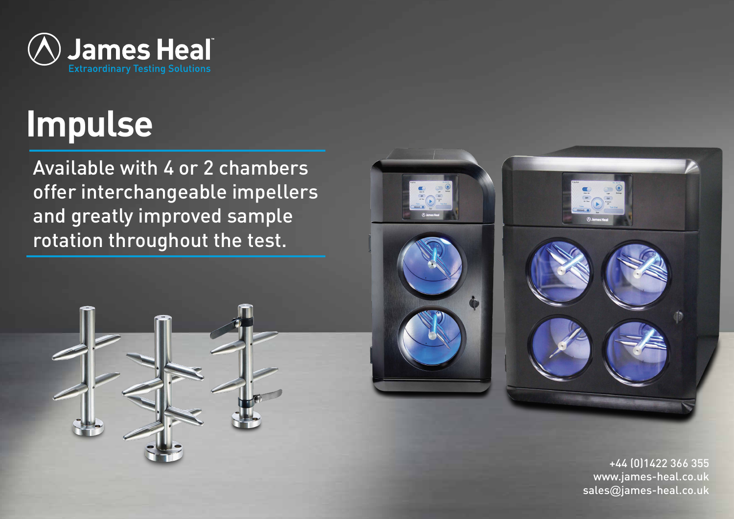James Heal
Extraordinary Testing Solutions

# Impulse

Available with 4 or 2 chambers offer interchangeable impellers and greatly improved sample rotation throughout the test.

+44 (0)1422 366 355
www.james-heal.co.uk
sales@james-heal.co.uk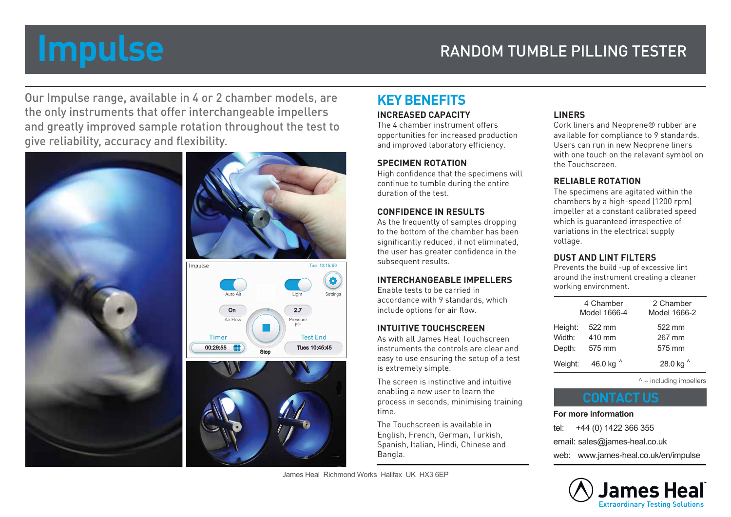# Impulse

## RANDOM TUMBLE PILLING TESTER

Our Impulse range, available in 4 or 2 chamber models, are the only instruments that offer interchangeable impellers and greatly improved sample rotation throughout the test to give reliability, accuracy and flexibility.

## KEY BENEFITS

### INCREASED CAPACITY

The 4 chamber instrument offers opportunities for increased production and improved laboratory efficiency.

### SPECIMEN ROTATION

High confidence that the specimens will continue to tumble during the entire duration of the test.

### CONFIDENCE IN RESULTS

As the frequently of samples dropping to the bottom of the chamber has been significantly reduced, if not eliminated, the user has greater confidence in the subsequent results.

### INTERCHANGEABLE IMPELLERS

Enable tests to be carried in accordance with 9 standards, which include options for air flow.

### INTUITIVE TOUCHSCREEN

As with all James Heal Touchscreen instruments the controls are clear and easy to use ensuring the setup of a test is extremely simple.

The screen is instinctive and intuitive enabling a new user to learn the process in seconds, minimising training time.

The Touchscreen is available in English, French, German, Turkish, Spanish, Italian, Hindi, Chinese and Bangla.

### LINERS

Cork liners and Neoprene® rubber are available for compliance to 9 standards. Users can run in new Neoprene liners with one touch on the relevant symbol on the Touchscreen.

### RELIABLE ROTATION

The specimens are agitated within the chambers by a high-speed (1200 rpm) impeller at a constant calibrated speed which is guaranteed irrespective of variations in the electrical supply voltage.

### DUST AND LINT FILTERS

Prevents the build -up of excessive lint around the instrument creating a cleaner working environment.

| | 4 Chamber Model 1666-4 | 2 Chamber Model 1666-2 |
|---|---|---|
| Height: | 522 mm | 522 mm |
| Width: | 410 mm | 267 mm |
| Depth: | 575 mm | 575 mm |
| Weight: | 46.0 kg ^ | 28.0 kg ^ |

^ – including impellers

## CONTACT US

**For more information**

tel: +44 (0) 1422 366 355

email: sales@james-heal.co.uk

web: www.james-heal.co.uk/en/impulse

James Heal Richmond Works Halifax UK HX3 6EP

James Heal
Extraordinary Testing Solutions